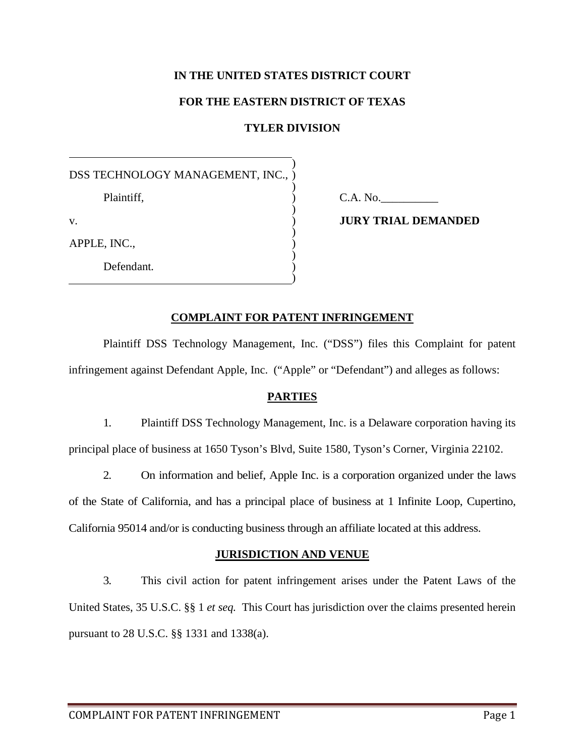**IN THE UNITED STATES DISTRICT COURT**

**FOR THE EASTERN DISTRICT OF TEXAS**

**TYLER DIVISION**

| | | |
|---|---|---|
| DSS TECHNOLOGY MANAGEMENT, INC., | ) | |
| Plaintiff, | ) | C.A. No.__________ |
| v. | ) | **JURY TRIAL DEMANDED** |
| APPLE, INC., | ) | |
| Defendant. | ) | |

## COMPLAINT FOR PATENT INFRINGEMENT

Plaintiff DSS Technology Management, Inc. ("DSS") files this Complaint for patent infringement against Defendant Apple, Inc. ("Apple" or "Defendant") and alleges as follows:

## PARTIES

1. Plaintiff DSS Technology Management, Inc. is a Delaware corporation having its principal place of business at 1650 Tyson's Blvd, Suite 1580, Tyson's Corner, Virginia 22102.

2. On information and belief, Apple Inc. is a corporation organized under the laws of the State of California, and has a principal place of business at 1 Infinite Loop, Cupertino, California 95014 and/or is conducting business through an affiliate located at this address.

## JURISDICTION AND VENUE

3. This civil action for patent infringement arises under the Patent Laws of the United States, 35 U.S.C. §§ 1 *et seq.* This Court has jurisdiction over the claims presented herein pursuant to 28 U.S.C. §§ 1331 and 1338(a).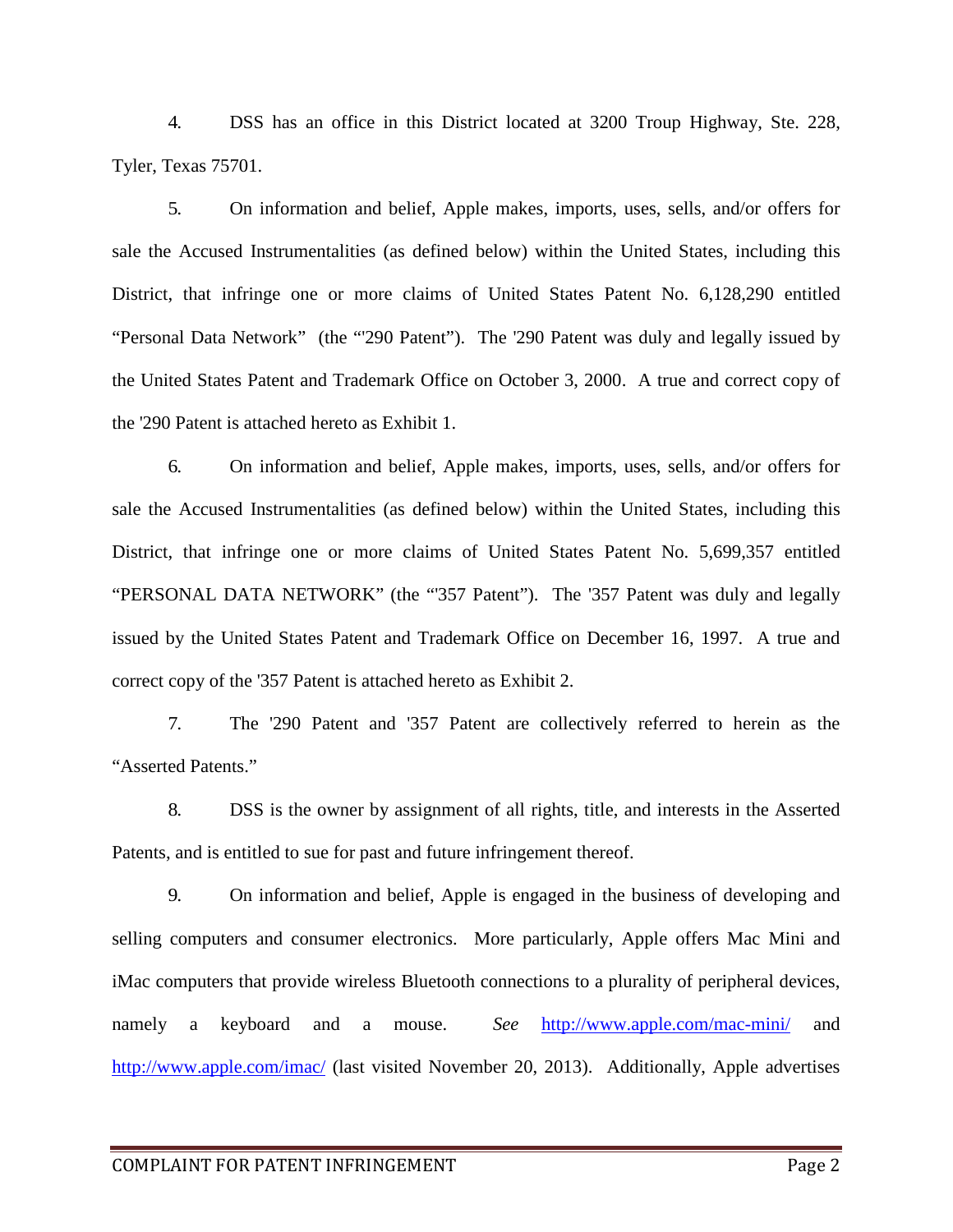4. DSS has an office in this District located at 3200 Troup Highway, Ste. 228, Tyler, Texas 75701.

5. On information and belief, Apple makes, imports, uses, sells, and/or offers for sale the Accused Instrumentalities (as defined below) within the United States, including this District, that infringe one or more claims of United States Patent No. 6,128,290 entitled "Personal Data Network" (the "'290 Patent"). The '290 Patent was duly and legally issued by the United States Patent and Trademark Office on October 3, 2000. A true and correct copy of the '290 Patent is attached hereto as Exhibit 1.

6. On information and belief, Apple makes, imports, uses, sells, and/or offers for sale the Accused Instrumentalities (as defined below) within the United States, including this District, that infringe one or more claims of United States Patent No. 5,699,357 entitled "PERSONAL DATA NETWORK" (the "'357 Patent"). The '357 Patent was duly and legally issued by the United States Patent and Trademark Office on December 16, 1997. A true and correct copy of the '357 Patent is attached hereto as Exhibit 2.

7. The '290 Patent and '357 Patent are collectively referred to herein as the "Asserted Patents."

8. DSS is the owner by assignment of all rights, title, and interests in the Asserted Patents, and is entitled to sue for past and future infringement thereof.

9. On information and belief, Apple is engaged in the business of developing and selling computers and consumer electronics. More particularly, Apple offers Mac Mini and iMac computers that provide wireless Bluetooth connections to a plurality of peripheral devices, namely a keyboard and a mouse. *See* http://www.apple.com/mac-mini/ and http://www.apple.com/imac/ (last visited November 20, 2013). Additionally, Apple advertises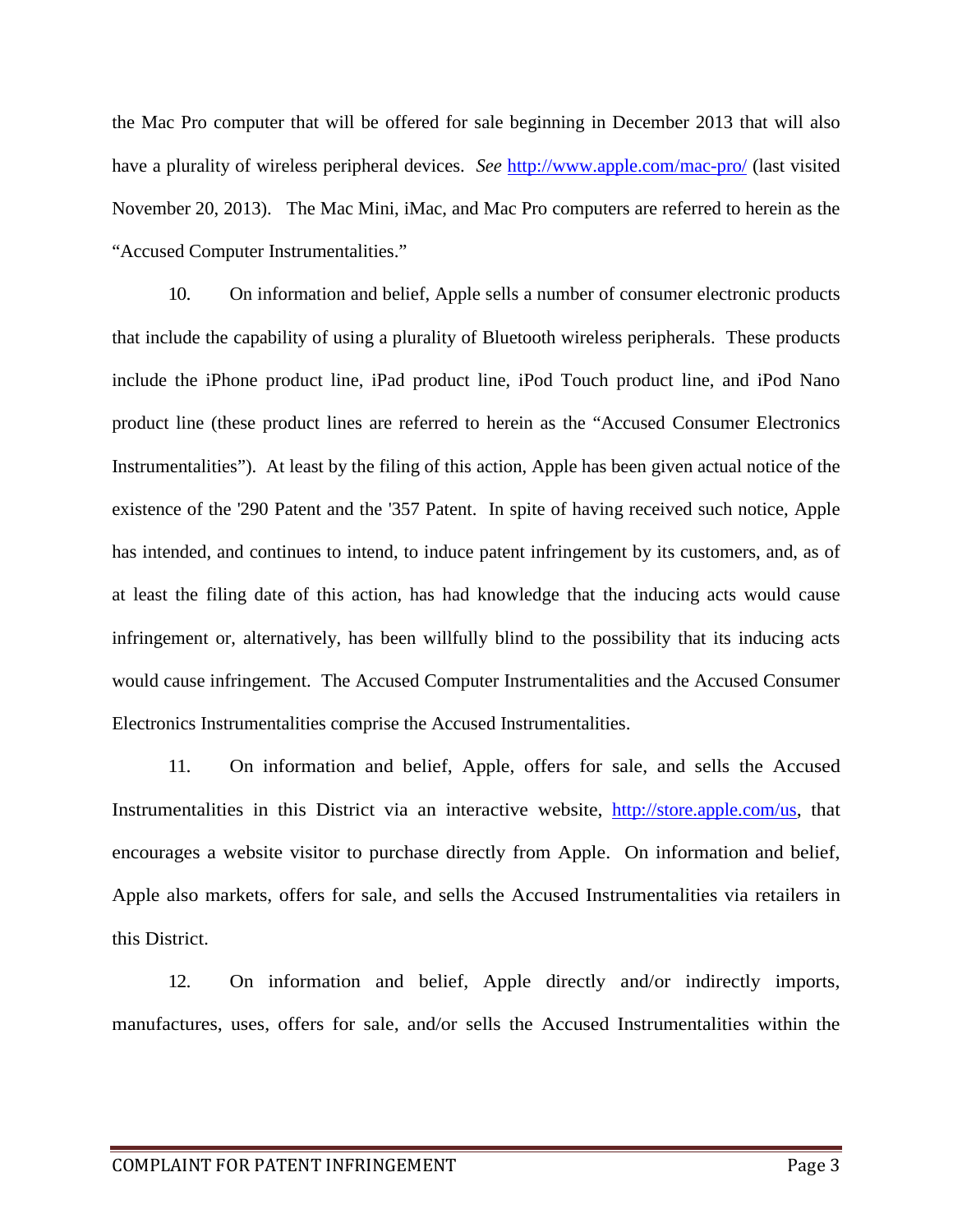the Mac Pro computer that will be offered for sale beginning in December 2013 that will also have a plurality of wireless peripheral devices. *See* http://www.apple.com/mac-pro/ (last visited November 20, 2013). The Mac Mini, iMac, and Mac Pro computers are referred to herein as the "Accused Computer Instrumentalities."

10. On information and belief, Apple sells a number of consumer electronic products that include the capability of using a plurality of Bluetooth wireless peripherals. These products include the iPhone product line, iPad product line, iPod Touch product line, and iPod Nano product line (these product lines are referred to herein as the "Accused Consumer Electronics Instrumentalities"). At least by the filing of this action, Apple has been given actual notice of the existence of the '290 Patent and the '357 Patent. In spite of having received such notice, Apple has intended, and continues to intend, to induce patent infringement by its customers, and, as of at least the filing date of this action, has had knowledge that the inducing acts would cause infringement or, alternatively, has been willfully blind to the possibility that its inducing acts would cause infringement. The Accused Computer Instrumentalities and the Accused Consumer Electronics Instrumentalities comprise the Accused Instrumentalities.

11. On information and belief, Apple, offers for sale, and sells the Accused Instrumentalities in this District via an interactive website, http://store.apple.com/us, that encourages a website visitor to purchase directly from Apple. On information and belief, Apple also markets, offers for sale, and sells the Accused Instrumentalities via retailers in this District.

12. On information and belief, Apple directly and/or indirectly imports, manufactures, uses, offers for sale, and/or sells the Accused Instrumentalities within the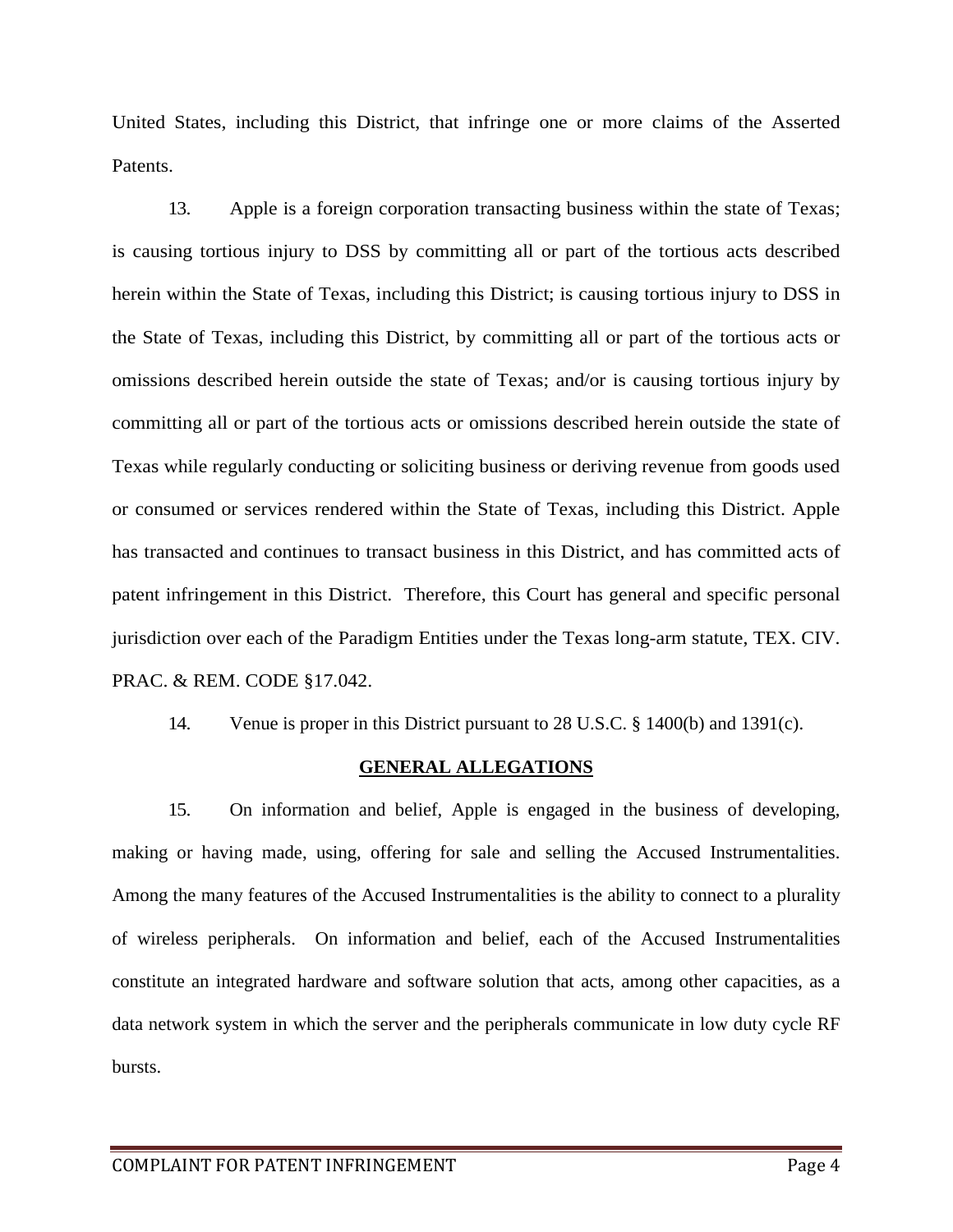United States, including this District, that infringe one or more claims of the Asserted Patents.

13. Apple is a foreign corporation transacting business within the state of Texas; is causing tortious injury to DSS by committing all or part of the tortious acts described herein within the State of Texas, including this District; is causing tortious injury to DSS in the State of Texas, including this District, by committing all or part of the tortious acts or omissions described herein outside the state of Texas; and/or is causing tortious injury by committing all or part of the tortious acts or omissions described herein outside the state of Texas while regularly conducting or soliciting business or deriving revenue from goods used or consumed or services rendered within the State of Texas, including this District. Apple has transacted and continues to transact business in this District, and has committed acts of patent infringement in this District. Therefore, this Court has general and specific personal jurisdiction over each of the Paradigm Entities under the Texas long-arm statute, TEX. CIV. PRAC. & REM. CODE §17.042.

14. Venue is proper in this District pursuant to 28 U.S.C. § 1400(b) and 1391(c).

## GENERAL ALLEGATIONS

15. On information and belief, Apple is engaged in the business of developing, making or having made, using, offering for sale and selling the Accused Instrumentalities. Among the many features of the Accused Instrumentalities is the ability to connect to a plurality of wireless peripherals. On information and belief, each of the Accused Instrumentalities constitute an integrated hardware and software solution that acts, among other capacities, as a data network system in which the server and the peripherals communicate in low duty cycle RF bursts.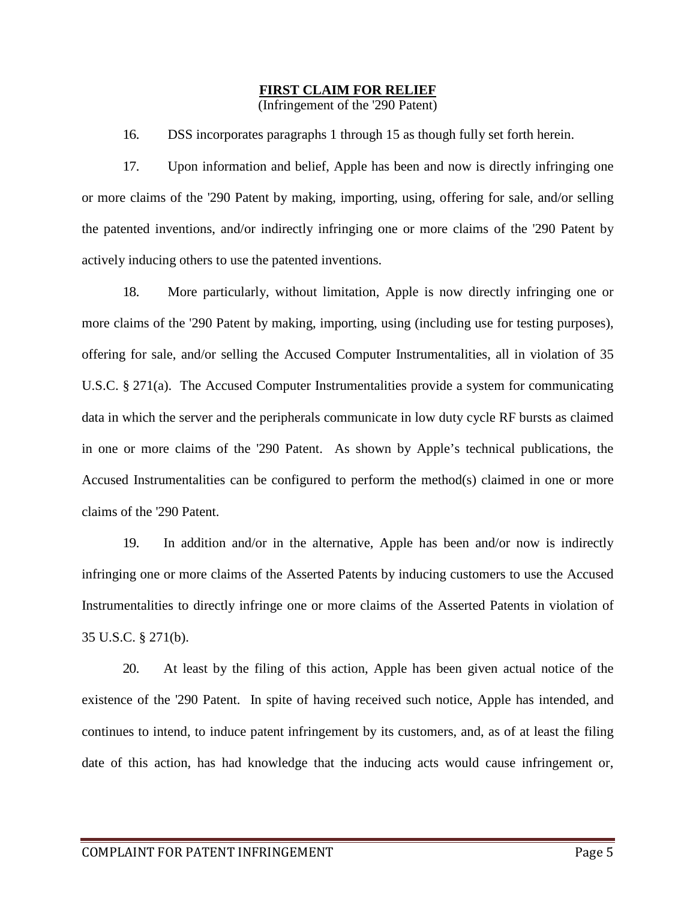**FIRST CLAIM FOR RELIEF**
(Infringement of the '290 Patent)

16. DSS incorporates paragraphs 1 through 15 as though fully set forth herein.

17. Upon information and belief, Apple has been and now is directly infringing one or more claims of the '290 Patent by making, importing, using, offering for sale, and/or selling the patented inventions, and/or indirectly infringing one or more claims of the '290 Patent by actively inducing others to use the patented inventions.

18. More particularly, without limitation, Apple is now directly infringing one or more claims of the '290 Patent by making, importing, using (including use for testing purposes), offering for sale, and/or selling the Accused Computer Instrumentalities, all in violation of 35 U.S.C. § 271(a). The Accused Computer Instrumentalities provide a system for communicating data in which the server and the peripherals communicate in low duty cycle RF bursts as claimed in one or more claims of the '290 Patent. As shown by Apple's technical publications, the Accused Instrumentalities can be configured to perform the method(s) claimed in one or more claims of the '290 Patent.

19. In addition and/or in the alternative, Apple has been and/or now is indirectly infringing one or more claims of the Asserted Patents by inducing customers to use the Accused Instrumentalities to directly infringe one or more claims of the Asserted Patents in violation of 35 U.S.C. § 271(b).

20. At least by the filing of this action, Apple has been given actual notice of the existence of the '290 Patent. In spite of having received such notice, Apple has intended, and continues to intend, to induce patent infringement by its customers, and, as of at least the filing date of this action, has had knowledge that the inducing acts would cause infringement or,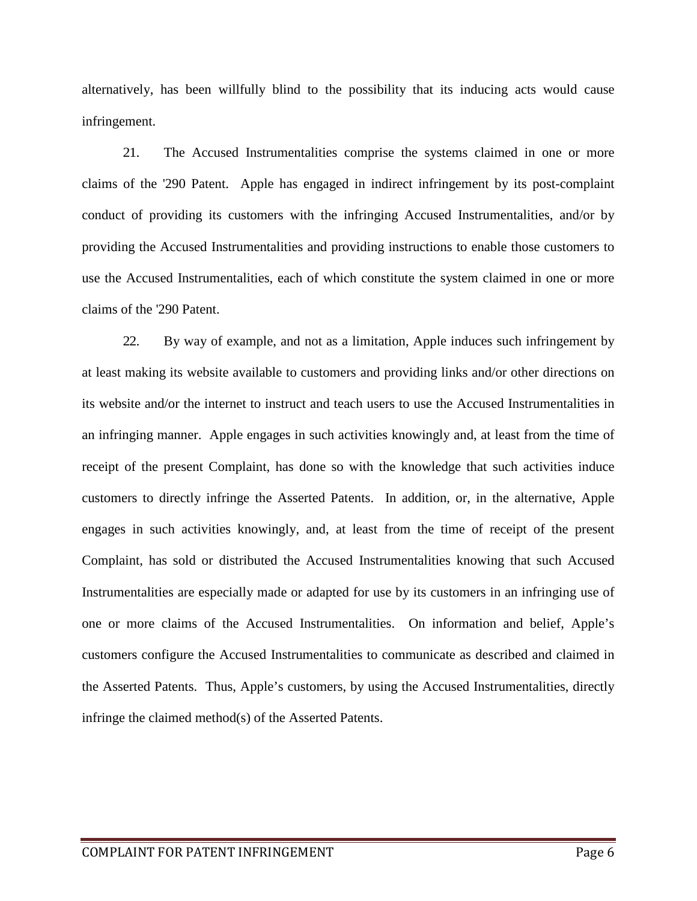alternatively, has been willfully blind to the possibility that its inducing acts would cause infringement.

21. The Accused Instrumentalities comprise the systems claimed in one or more claims of the '290 Patent. Apple has engaged in indirect infringement by its post-complaint conduct of providing its customers with the infringing Accused Instrumentalities, and/or by providing the Accused Instrumentalities and providing instructions to enable those customers to use the Accused Instrumentalities, each of which constitute the system claimed in one or more claims of the '290 Patent.

22. By way of example, and not as a limitation, Apple induces such infringement by at least making its website available to customers and providing links and/or other directions on its website and/or the internet to instruct and teach users to use the Accused Instrumentalities in an infringing manner. Apple engages in such activities knowingly and, at least from the time of receipt of the present Complaint, has done so with the knowledge that such activities induce customers to directly infringe the Asserted Patents. In addition, or, in the alternative, Apple engages in such activities knowingly, and, at least from the time of receipt of the present Complaint, has sold or distributed the Accused Instrumentalities knowing that such Accused Instrumentalities are especially made or adapted for use by its customers in an infringing use of one or more claims of the Accused Instrumentalities. On information and belief, Apple's customers configure the Accused Instrumentalities to communicate as described and claimed in the Asserted Patents. Thus, Apple's customers, by using the Accused Instrumentalities, directly infringe the claimed method(s) of the Asserted Patents.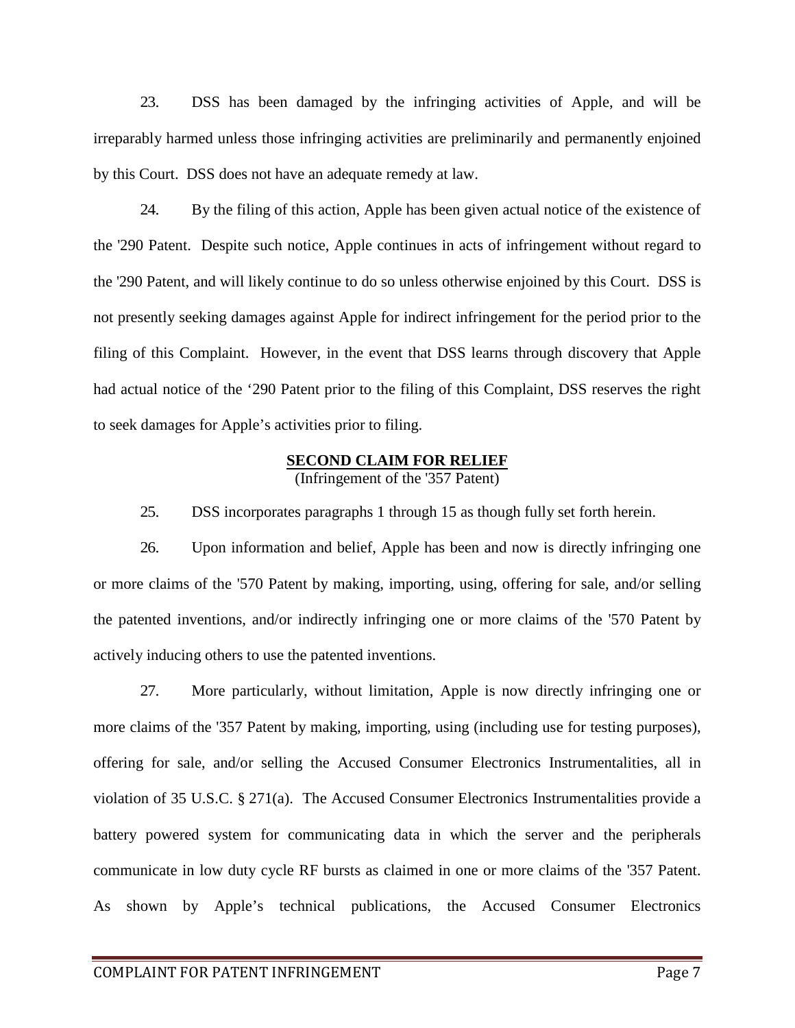23. DSS has been damaged by the infringing activities of Apple, and will be irreparably harmed unless those infringing activities are preliminarily and permanently enjoined by this Court. DSS does not have an adequate remedy at law.

24. By the filing of this action, Apple has been given actual notice of the existence of the '290 Patent. Despite such notice, Apple continues in acts of infringement without regard to the '290 Patent, and will likely continue to do so unless otherwise enjoined by this Court. DSS is not presently seeking damages against Apple for indirect infringement for the period prior to the filing of this Complaint. However, in the event that DSS learns through discovery that Apple had actual notice of the '290 Patent prior to the filing of this Complaint, DSS reserves the right to seek damages for Apple's activities prior to filing.

## SECOND CLAIM FOR RELIEF

(Infringement of the '357 Patent)

25. DSS incorporates paragraphs 1 through 15 as though fully set forth herein.

26. Upon information and belief, Apple has been and now is directly infringing one or more claims of the '570 Patent by making, importing, using, offering for sale, and/or selling the patented inventions, and/or indirectly infringing one or more claims of the '570 Patent by actively inducing others to use the patented inventions.

27. More particularly, without limitation, Apple is now directly infringing one or more claims of the '357 Patent by making, importing, using (including use for testing purposes), offering for sale, and/or selling the Accused Consumer Electronics Instrumentalities, all in violation of 35 U.S.C. § 271(a). The Accused Consumer Electronics Instrumentalities provide a battery powered system for communicating data in which the server and the peripherals communicate in low duty cycle RF bursts as claimed in one or more claims of the '357 Patent. As shown by Apple's technical publications, the Accused Consumer Electronics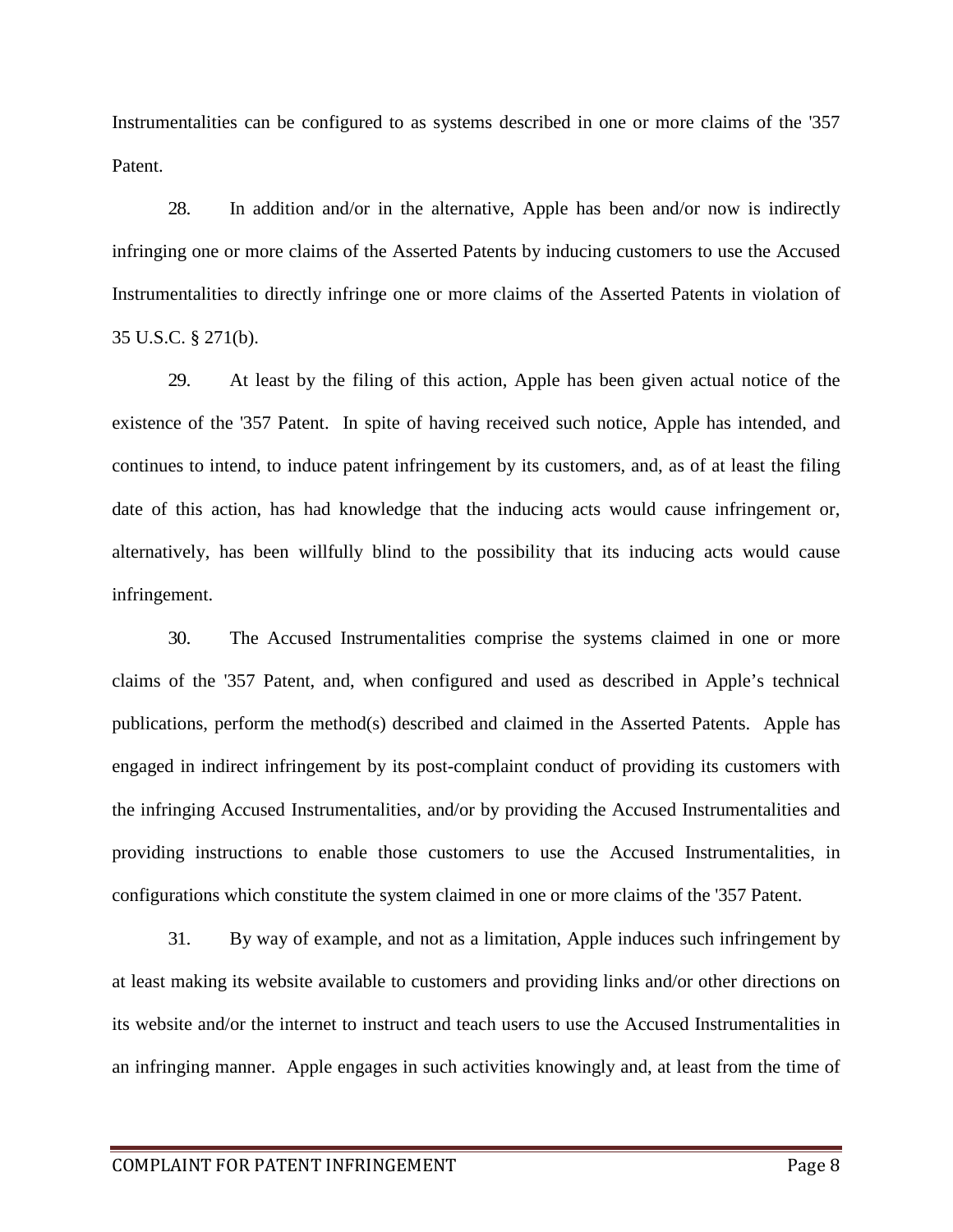Instrumentalities can be configured to as systems described in one or more claims of the '357 Patent.

28. In addition and/or in the alternative, Apple has been and/or now is indirectly infringing one or more claims of the Asserted Patents by inducing customers to use the Accused Instrumentalities to directly infringe one or more claims of the Asserted Patents in violation of 35 U.S.C. § 271(b).

29. At least by the filing of this action, Apple has been given actual notice of the existence of the '357 Patent. In spite of having received such notice, Apple has intended, and continues to intend, to induce patent infringement by its customers, and, as of at least the filing date of this action, has had knowledge that the inducing acts would cause infringement or, alternatively, has been willfully blind to the possibility that its inducing acts would cause infringement.

30. The Accused Instrumentalities comprise the systems claimed in one or more claims of the '357 Patent, and, when configured and used as described in Apple's technical publications, perform the method(s) described and claimed in the Asserted Patents. Apple has engaged in indirect infringement by its post-complaint conduct of providing its customers with the infringing Accused Instrumentalities, and/or by providing the Accused Instrumentalities and providing instructions to enable those customers to use the Accused Instrumentalities, in configurations which constitute the system claimed in one or more claims of the '357 Patent.

31. By way of example, and not as a limitation, Apple induces such infringement by at least making its website available to customers and providing links and/or other directions on its website and/or the internet to instruct and teach users to use the Accused Instrumentalities in an infringing manner. Apple engages in such activities knowingly and, at least from the time of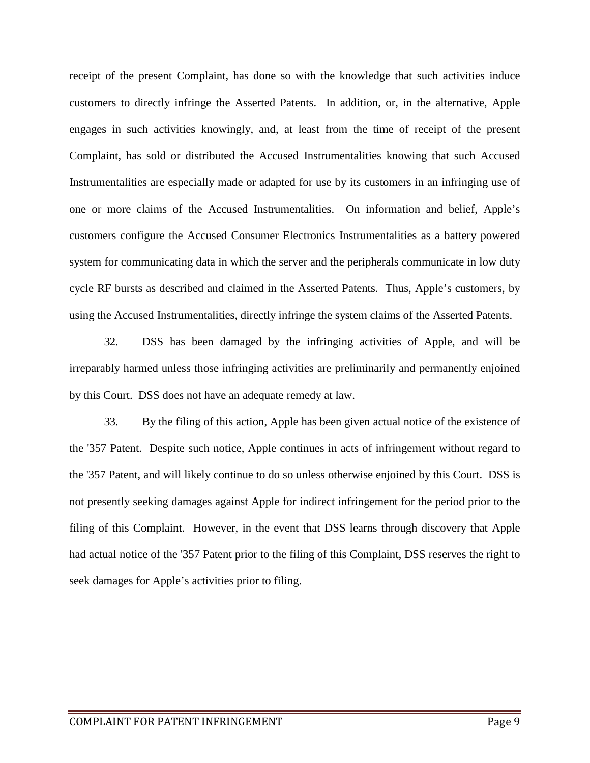receipt of the present Complaint, has done so with the knowledge that such activities induce customers to directly infringe the Asserted Patents. In addition, or, in the alternative, Apple engages in such activities knowingly, and, at least from the time of receipt of the present Complaint, has sold or distributed the Accused Instrumentalities knowing that such Accused Instrumentalities are especially made or adapted for use by its customers in an infringing use of one or more claims of the Accused Instrumentalities. On information and belief, Apple's customers configure the Accused Consumer Electronics Instrumentalities as a battery powered system for communicating data in which the server and the peripherals communicate in low duty cycle RF bursts as described and claimed in the Asserted Patents. Thus, Apple's customers, by using the Accused Instrumentalities, directly infringe the system claims of the Asserted Patents.

32. DSS has been damaged by the infringing activities of Apple, and will be irreparably harmed unless those infringing activities are preliminarily and permanently enjoined by this Court. DSS does not have an adequate remedy at law.

33. By the filing of this action, Apple has been given actual notice of the existence of the '357 Patent. Despite such notice, Apple continues in acts of infringement without regard to the '357 Patent, and will likely continue to do so unless otherwise enjoined by this Court. DSS is not presently seeking damages against Apple for indirect infringement for the period prior to the filing of this Complaint. However, in the event that DSS learns through discovery that Apple had actual notice of the '357 Patent prior to the filing of this Complaint, DSS reserves the right to seek damages for Apple's activities prior to filing.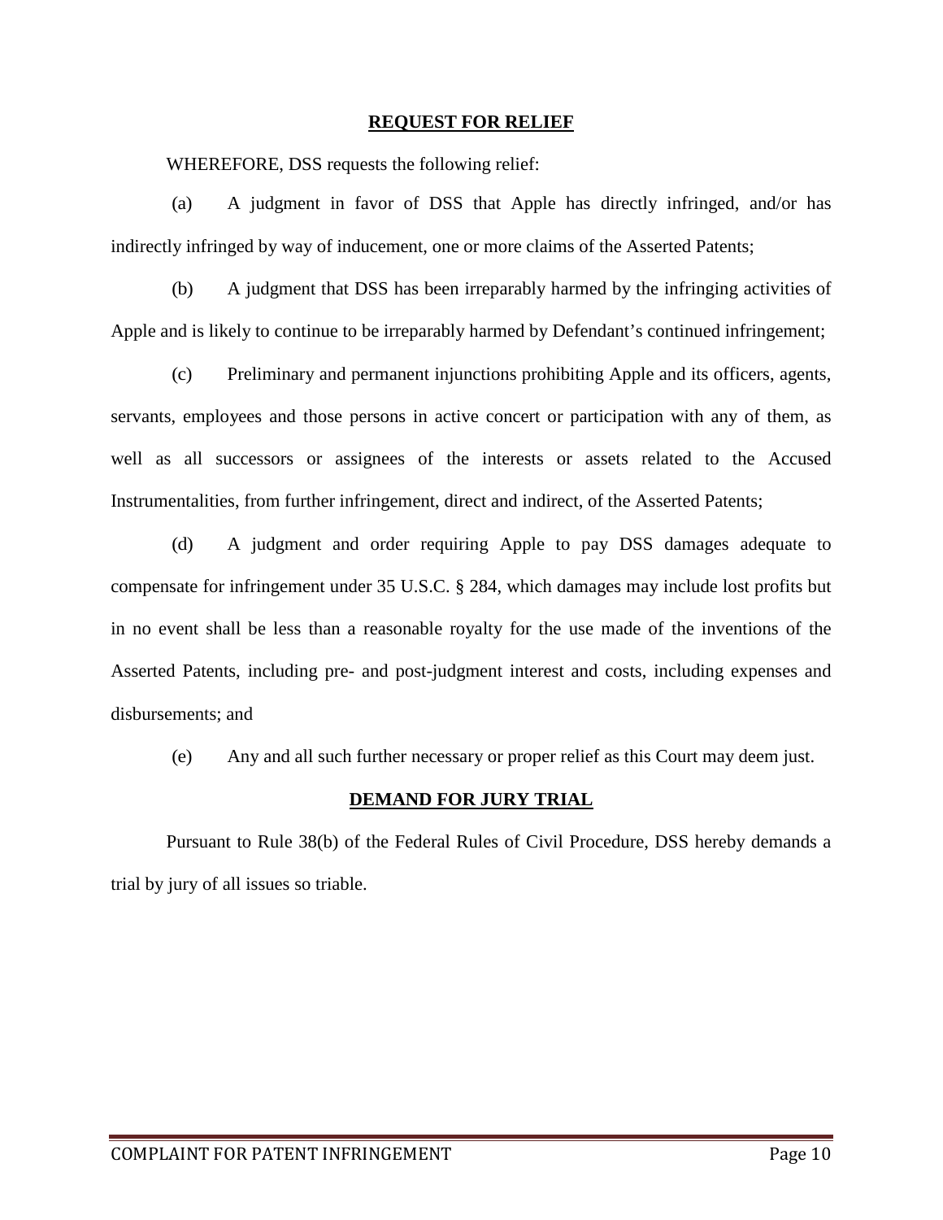## REQUEST FOR RELIEF

WHEREFORE, DSS requests the following relief:

(a) A judgment in favor of DSS that Apple has directly infringed, and/or has indirectly infringed by way of inducement, one or more claims of the Asserted Patents;

(b) A judgment that DSS has been irreparably harmed by the infringing activities of Apple and is likely to continue to be irreparably harmed by Defendant's continued infringement;

(c) Preliminary and permanent injunctions prohibiting Apple and its officers, agents, servants, employees and those persons in active concert or participation with any of them, as well as all successors or assignees of the interests or assets related to the Accused Instrumentalities, from further infringement, direct and indirect, of the Asserted Patents;

(d) A judgment and order requiring Apple to pay DSS damages adequate to compensate for infringement under 35 U.S.C. § 284, which damages may include lost profits but in no event shall be less than a reasonable royalty for the use made of the inventions of the Asserted Patents, including pre- and post-judgment interest and costs, including expenses and disbursements; and

(e) Any and all such further necessary or proper relief as this Court may deem just.

## DEMAND FOR JURY TRIAL

Pursuant to Rule 38(b) of the Federal Rules of Civil Procedure, DSS hereby demands a trial by jury of all issues so triable.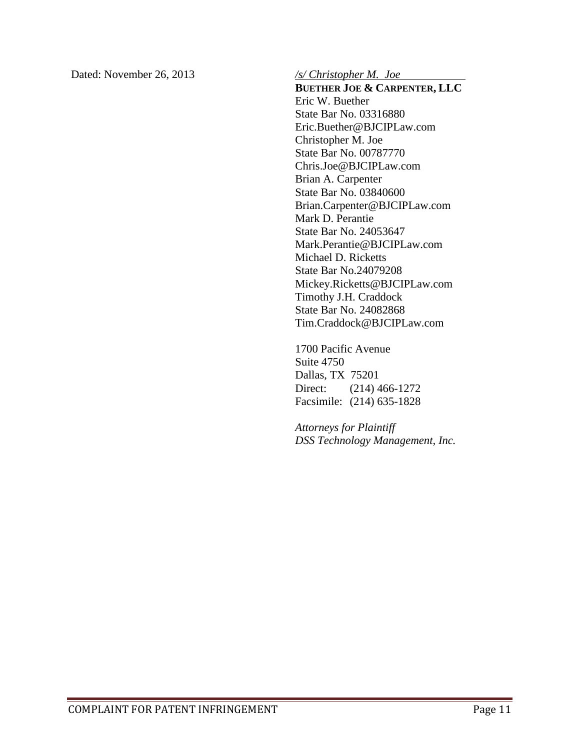Dated: November 26, 2013

*/s/ Christopher M. Joe*
**BUETHER JOE & CARPENTER, LLC**
Eric W. Buether
State Bar No. 03316880
Eric.Buether@BJCIPLaw.com
Christopher M. Joe
State Bar No. 00787770
Chris.Joe@BJCIPLaw.com
Brian A. Carpenter
State Bar No. 03840600
Brian.Carpenter@BJCIPLaw.com
Mark D. Perantie
State Bar No. 24053647
Mark.Perantie@BJCIPLaw.com
Michael D. Ricketts
State Bar No.24079208
Mickey.Ricketts@BJCIPLaw.com
Timothy J.H. Craddock
State Bar No. 24082868
Tim.Craddock@BJCIPLaw.com

1700 Pacific Avenue
Suite 4750
Dallas, TX 75201
Direct: (214) 466-1272
Facsimile: (214) 635-1828

*Attorneys for Plaintiff*
*DSS Technology Management, Inc.*